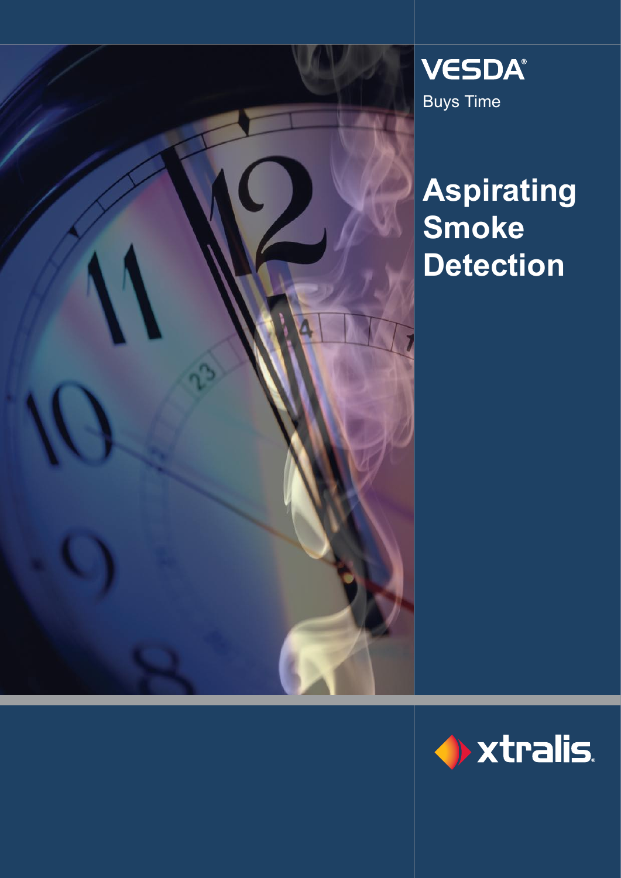**VESDA®**

Buys Time

# Aspirating Smoke Detection

xtralis®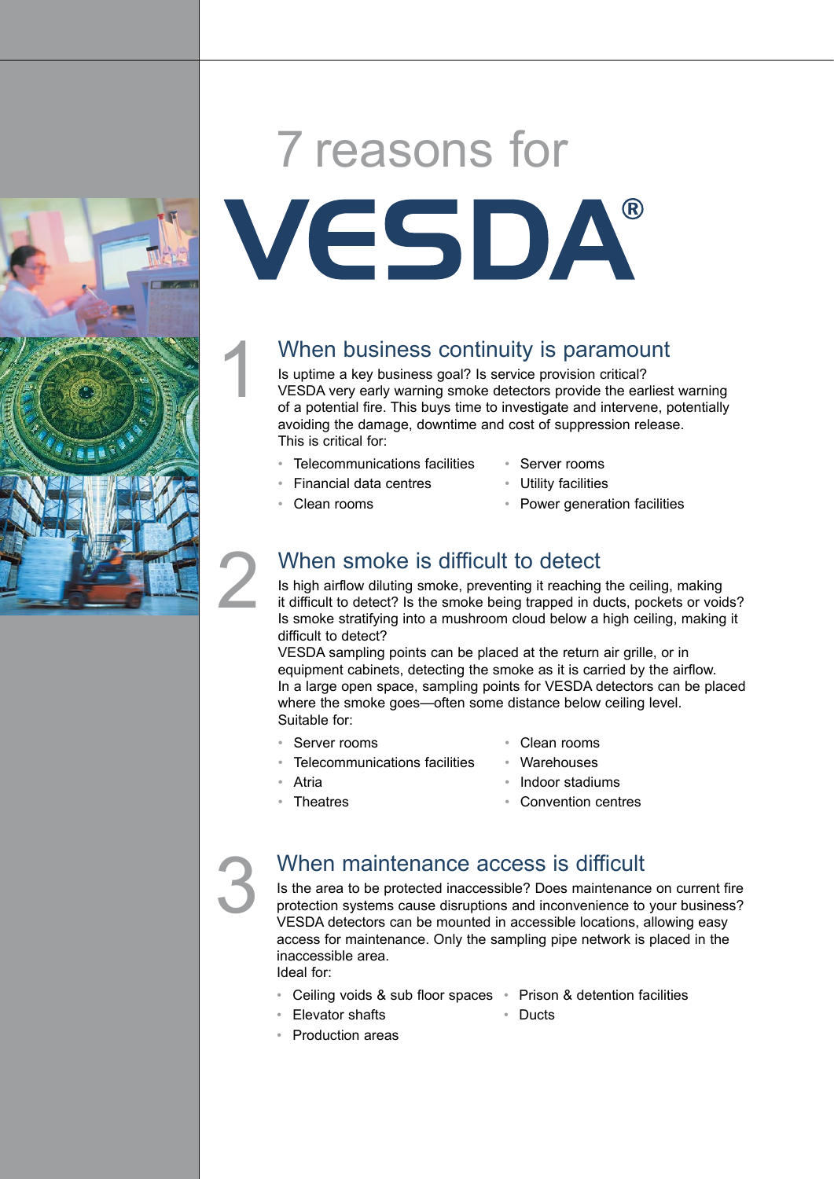# 7 reasons for VESDA®

## 1 When business continuity is paramount

Is uptime a key business goal? Is service provision critical?
VESDA very early warning smoke detectors provide the earliest warning of a potential fire. This buys time to investigate and intervene, potentially avoiding the damage, downtime and cost of suppression release.
This is critical for:

- Telecommunications facilities
- Financial data centres
- Clean rooms
- Server rooms
- Utility facilities
- Power generation facilities

## 2 When smoke is difficult to detect

Is high airflow diluting smoke, preventing it reaching the ceiling, making it difficult to detect? Is the smoke being trapped in ducts, pockets or voids? Is smoke stratifying into a mushroom cloud below a high ceiling, making it difficult to detect?
VESDA sampling points can be placed at the return air grille, or in equipment cabinets, detecting the smoke as it is carried by the airflow. In a large open space, sampling points for VESDA detectors can be placed where the smoke goes—often some distance below ceiling level.
Suitable for:

- Server rooms
- Telecommunications facilities
- Atria
- Theatres
- Clean rooms
- Warehouses
- Indoor stadiums
- Convention centres

## 3 When maintenance access is difficult

Is the area to be protected inaccessible? Does maintenance on current fire protection systems cause disruptions and inconvenience to your business? VESDA detectors can be mounted in accessible locations, allowing easy access for maintenance. Only the sampling pipe network is placed in the inaccessible area.
Ideal for:

- Ceiling voids & sub floor spaces
- Elevator shafts
- Production areas
- Prison & detention facilities
- Ducts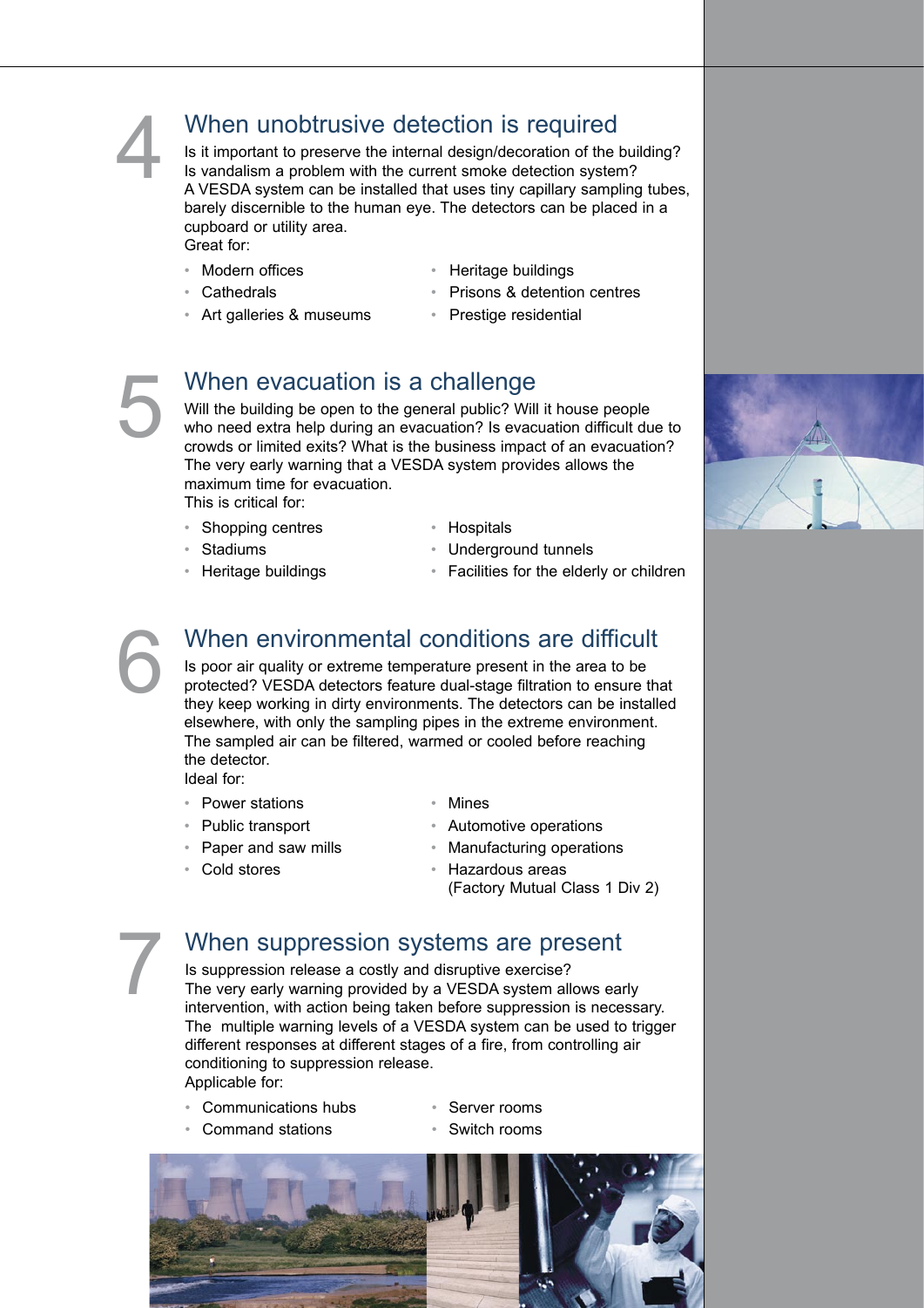## 4 When unobtrusive detection is required

Is it important to preserve the internal design/decoration of the building?
Is vandalism a problem with the current smoke detection system?
A VESDA system can be installed that uses tiny capillary sampling tubes, barely discernible to the human eye. The detectors can be placed in a cupboard or utility area.
Great for:

- Modern offices
- Cathedrals
- Art galleries & museums
- Heritage buildings
- Prisons & detention centres
- Prestige residential

## 5 When evacuation is a challenge

Will the building be open to the general public? Will it house people who need extra help during an evacuation? Is evacuation difficult due to crowds or limited exits? What is the business impact of an evacuation? The very early warning that a VESDA system provides allows the maximum time for evacuation.
This is critical for:

- Shopping centres
- Stadiums
- Heritage buildings
- Hospitals
- Underground tunnels
- Facilities for the elderly or children

## 6 When environmental conditions are difficult

Is poor air quality or extreme temperature present in the area to be protected? VESDA detectors feature dual-stage filtration to ensure that they keep working in dirty environments. The detectors can be installed elsewhere, with only the sampling pipes in the extreme environment. The sampled air can be filtered, warmed or cooled before reaching the detector.
Ideal for:

- Power stations
- Public transport
- Paper and saw mills
- Cold stores
- Mines
- Automotive operations
- Manufacturing operations
- Hazardous areas (Factory Mutual Class 1 Div 2)

## 7 When suppression systems are present

Is suppression release a costly and disruptive exercise?
The very early warning provided by a VESDA system allows early intervention, with action being taken before suppression is necessary.
The multiple warning levels of a VESDA system can be used to trigger different responses at different stages of a fire, from controlling air conditioning to suppression release.
Applicable for:

- Communications hubs
- Command stations
- Server rooms
- Switch rooms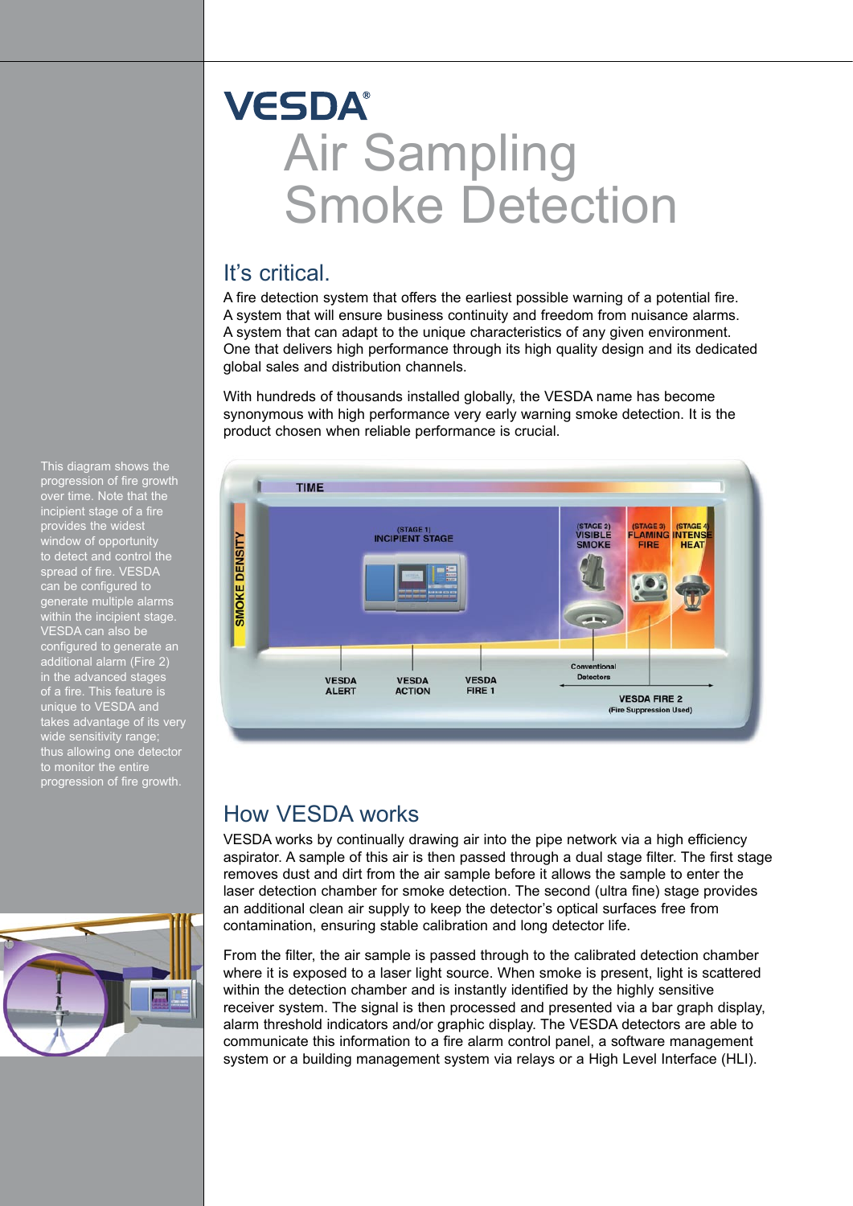# VESDA®

# Air Sampling Smoke Detection

## It's critical.

A fire detection system that offers the earliest possible warning of a potential fire. A system that will ensure business continuity and freedom from nuisance alarms. A system that can adapt to the unique characteristics of any given environment. One that delivers high performance through its high quality design and its dedicated global sales and distribution channels.

With hundreds of thousands installed globally, the VESDA name has become synonymous with high performance very early warning smoke detection. It is the product chosen when reliable performance is crucial.

This diagram shows the progression of fire growth over time. Note that the incipient stage of a fire provides the widest window of opportunity to detect and control the spread of fire. VESDA can be configured to generate multiple alarms within the incipient stage. VESDA can also be configured to generate an additional alarm (Fire 2) in the advanced stages of a fire. This feature is unique to VESDA and takes advantage of its very wide sensitivity range; thus allowing one detector to monitor the entire progression of fire growth.

## How VESDA works

VESDA works by continually drawing air into the pipe network via a high efficiency aspirator. A sample of this air is then passed through a dual stage filter. The first stage removes dust and dirt from the air sample before it allows the sample to enter the laser detection chamber for smoke detection. The second (ultra fine) stage provides an additional clean air supply to keep the detector's optical surfaces free from contamination, ensuring stable calibration and long detector life.

From the filter, the air sample is passed through to the calibrated detection chamber where it is exposed to a laser light source. When smoke is present, light is scattered within the detection chamber and is instantly identified by the highly sensitive receiver system. The signal is then processed and presented via a bar graph display, alarm threshold indicators and/or graphic display. The VESDA detectors are able to communicate this information to a fire alarm control panel, a software management system or a building management system via relays or a High Level Interface (HLI).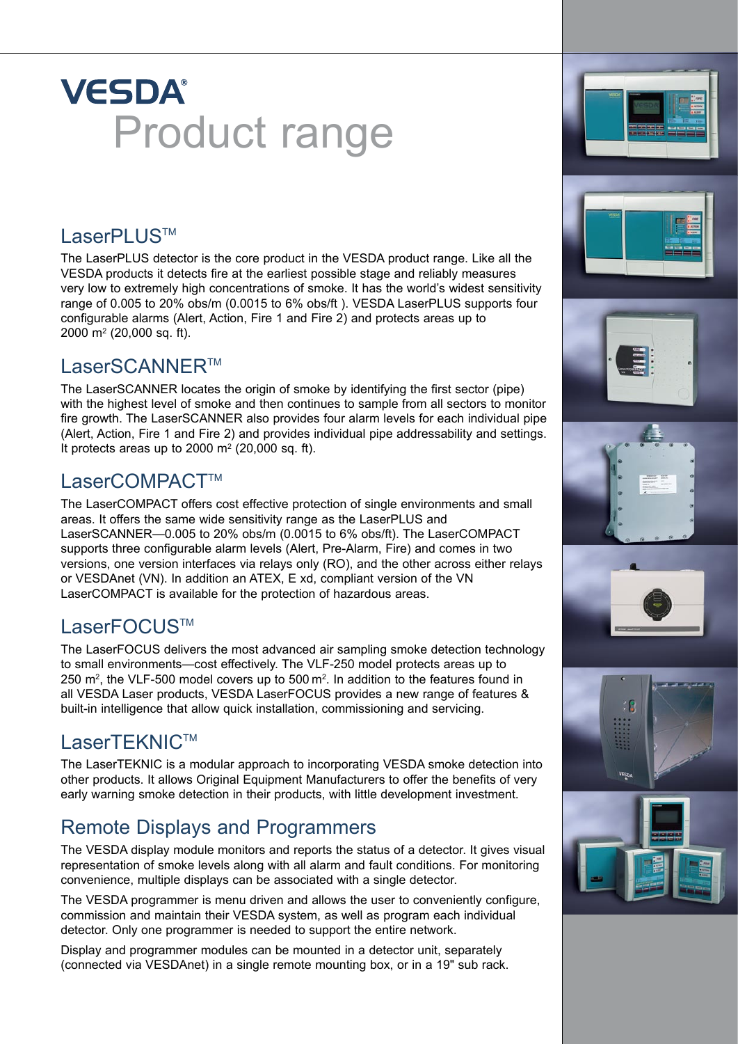# VESDA® Product range

## LaserPLUS™

The LaserPLUS detector is the core product in the VESDA product range. Like all the VESDA products it detects fire at the earliest possible stage and reliably measures very low to extremely high concentrations of smoke. It has the world's widest sensitivity range of 0.005 to 20% obs/m (0.0015 to 6% obs/ft ). VESDA LaserPLUS supports four configurable alarms (Alert, Action, Fire 1 and Fire 2) and protects areas up to 2000 $m^2$ (20,000 sq. ft).

## LaserSCANNER™

The LaserSCANNER locates the origin of smoke by identifying the first sector (pipe) with the highest level of smoke and then continues to sample from all sectors to monitor fire growth. The LaserSCANNER also provides four alarm levels for each individual pipe (Alert, Action, Fire 1 and Fire 2) and provides individual pipe addressability and settings. It protects areas up to 2000 $m^2$ (20,000 sq. ft).

## LaserCOMPACT™

The LaserCOMPACT offers cost effective protection of single environments and small areas. It offers the same wide sensitivity range as the LaserPLUS and LaserSCANNER—0.005 to 20% obs/m (0.0015 to 6% obs/ft). The LaserCOMPACT supports three configurable alarm levels (Alert, Pre-Alarm, Fire) and comes in two versions, one version interfaces via relays only (RO), and the other across either relays or VESDAnet (VN). In addition an ATEX, E xd, compliant version of the VN LaserCOMPACT is available for the protection of hazardous areas.

## LaserFOCUS™

The LaserFOCUS delivers the most advanced air sampling smoke detection technology to small environments—cost effectively. The VLF-250 model protects areas up to 250 $m^2$, the VLF-500 model covers up to 500 $m^2$. In addition to the features found in all VESDA Laser products, VESDA LaserFOCUS provides a new range of features & built-in intelligence that allow quick installation, commissioning and servicing.

## LaserTEKNIC™

The LaserTEKNIC is a modular approach to incorporating VESDA smoke detection into other products. It allows Original Equipment Manufacturers to offer the benefits of very early warning smoke detection in their products, with little development investment.

## Remote Displays and Programmers

The VESDA display module monitors and reports the status of a detector. It gives visual representation of smoke levels along with all alarm and fault conditions. For monitoring convenience, multiple displays can be associated with a single detector.

The VESDA programmer is menu driven and allows the user to conveniently configure, commission and maintain their VESDA system, as well as program each individual detector. Only one programmer is needed to support the entire network.

Display and programmer modules can be mounted in a detector unit, separately (connected via VESDAnet) in a single remote mounting box, or in a 19" sub rack.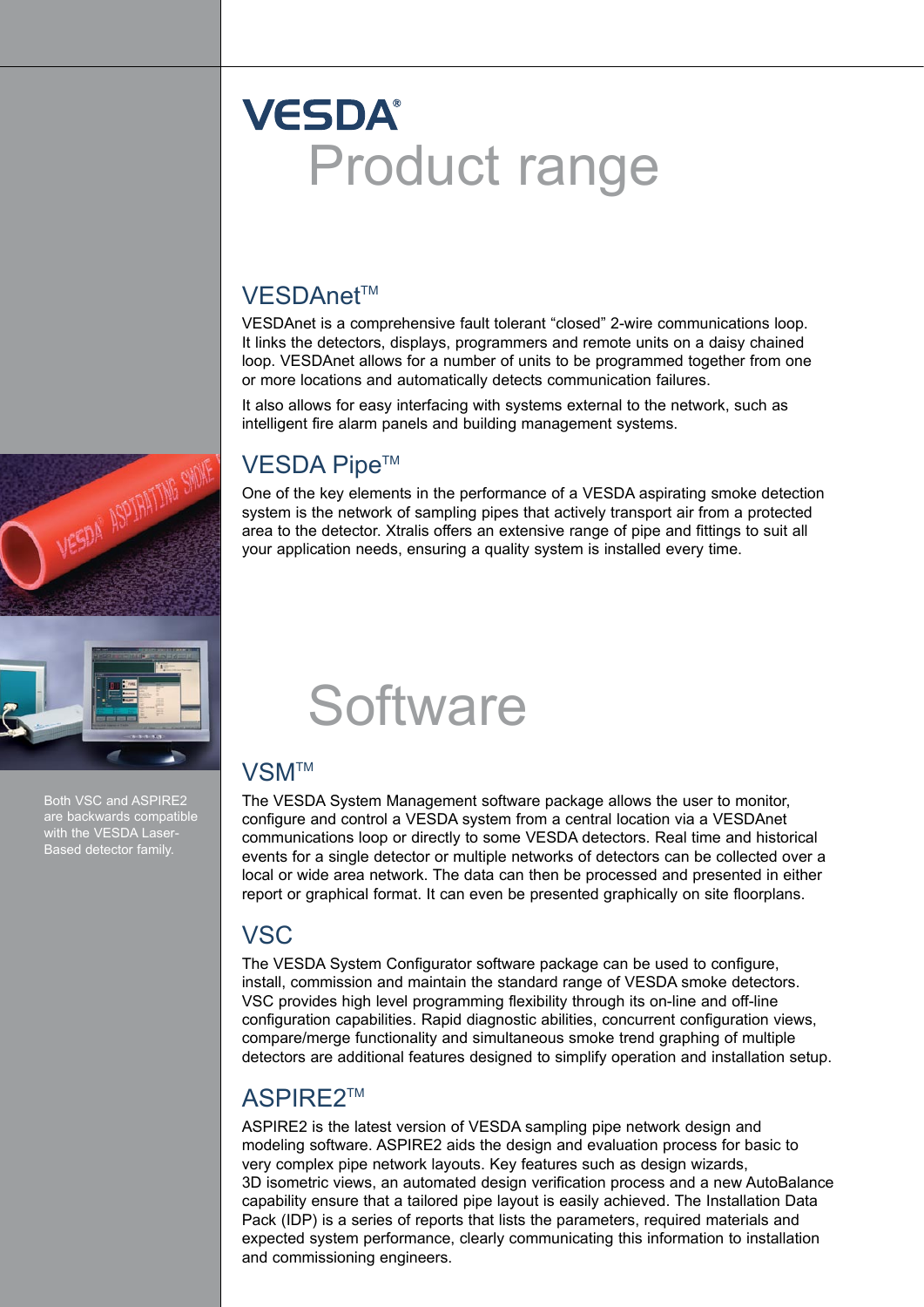# VESDA® Product range

## VESDAnet™

VESDAnet is a comprehensive fault tolerant “closed” 2-wire communications loop. It links the detectors, displays, programmers and remote units on a daisy chained loop. VESDAnet allows for a number of units to be programmed together from one or more locations and automatically detects communication failures.

It also allows for easy interfacing with systems external to the network, such as intelligent fire alarm panels and building management systems.

## VESDA Pipe™

One of the key elements in the performance of a VESDA aspirating smoke detection system is the network of sampling pipes that actively transport air from a protected area to the detector. Xtralis offers an extensive range of pipe and fittings to suit all your application needs, ensuring a quality system is installed every time.

# Software

Both VSC and ASPIRE2 are backwards compatible with the VESDA Laser-Based detector family.

## VSM™

The VESDA System Management software package allows the user to monitor, configure and control a VESDA system from a central location via a VESDAnet communications loop or directly to some VESDA detectors. Real time and historical events for a single detector or multiple networks of detectors can be collected over a local or wide area network. The data can then be processed and presented in either report or graphical format. It can even be presented graphically on site floorplans.

## VSC

The VESDA System Configurator software package can be used to configure, install, commission and maintain the standard range of VESDA smoke detectors. VSC provides high level programming flexibility through its on-line and off-line configuration capabilities. Rapid diagnostic abilities, concurrent configuration views, compare/merge functionality and simultaneous smoke trend graphing of multiple detectors are additional features designed to simplify operation and installation setup.

## ASPIRE2™

ASPIRE2 is the latest version of VESDA sampling pipe network design and modeling software. ASPIRE2 aids the design and evaluation process for basic to very complex pipe network layouts. Key features such as design wizards, 3D isometric views, an automated design verification process and a new AutoBalance capability ensure that a tailored pipe layout is easily achieved. The Installation Data Pack (IDP) is a series of reports that lists the parameters, required materials and expected system performance, clearly communicating this information to installation and commissioning engineers.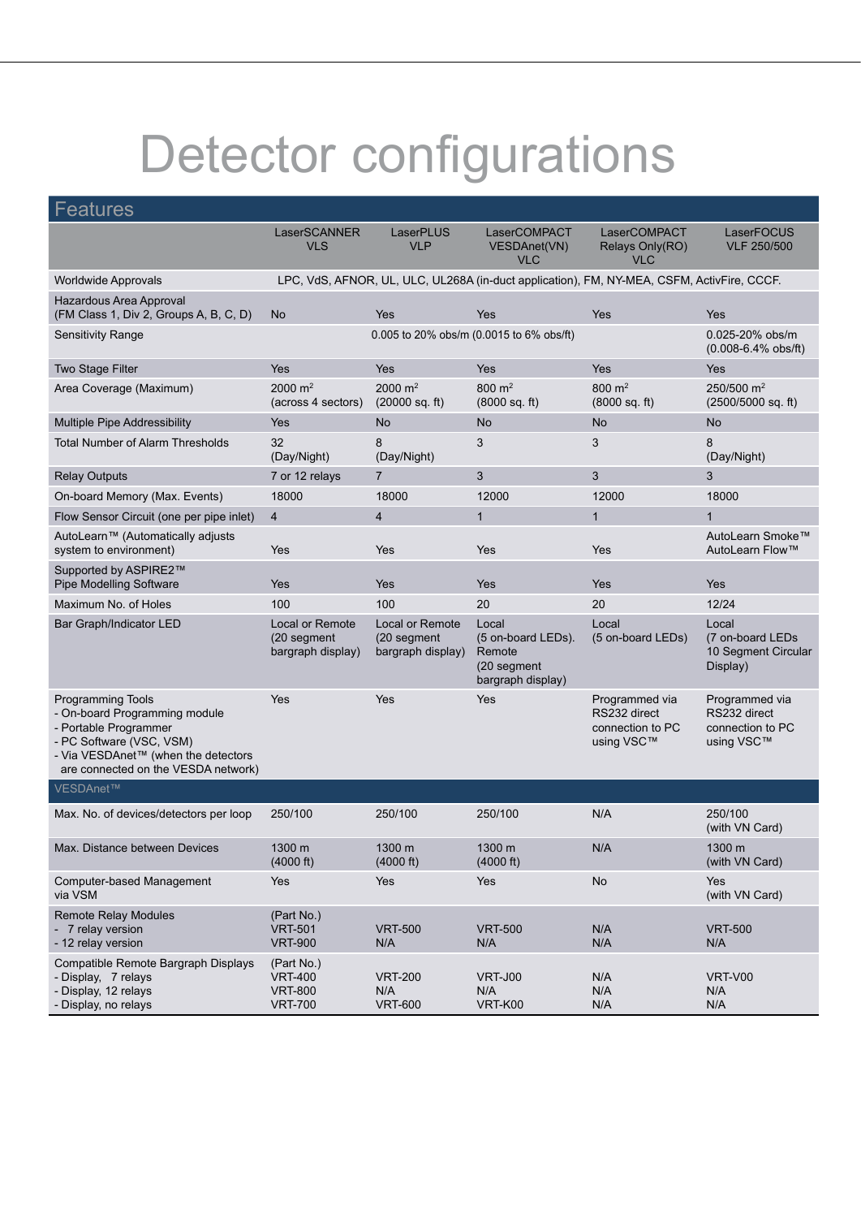# Detector configurations

| Features | LaserSCANNER VLS | LaserPLUS VLP | LaserCOMPACT VESDAnet(VN) VLC | LaserCOMPACT Relays Only(RO) VLC | LaserFOCUS VLF 250/500 |
|---|---|---|---|---|---|
| Worldwide Approvals | LPC, VdS, AFNOR, UL, ULC, UL268A (in-duct application), FM, NY-MEA, CSFM, ActivFire, CCCF. | | | | |
| Hazardous Area Approval (FM Class 1, Div 2, Groups A, B, C, D) | No | Yes | Yes | Yes | Yes |
| Sensitivity Range | 0.005 to 20% obs/m (0.0015 to 6% obs/ft) | | | | 0.025-20% obs/m (0.008-6.4% obs/ft) |
| Two Stage Filter | Yes | Yes | Yes | Yes | Yes |
| Area Coverage (Maximum) | 2000 $m^2$ (across 4 sectors) | 2000 $m^2$ (20000 sq. ft) | 800 $m^2$ (8000 sq. ft) | 800 $m^2$ (8000 sq. ft) | 250/500 $m^2$ (2500/5000 sq. ft) |
| Multiple Pipe Addressibility | Yes | No | No | No | No |
| Total Number of Alarm Thresholds | 32 (Day/Night) | 8 (Day/Night) | 3 | 3 | 8 (Day/Night) |
| Relay Outputs | 7 or 12 relays | 7 | 3 | 3 | 3 |
| On-board Memory (Max. Events) | 18000 | 18000 | 12000 | 12000 | 18000 |
| Flow Sensor Circuit (one per pipe inlet) | 4 | 4 | 1 | 1 | 1 |
| AutoLearn™ (Automatically adjusts system to environment) | Yes | Yes | Yes | Yes | AutoLearn Smoke™ AutoLearn Flow™ |
| Supported by ASPIRE2™ Pipe Modelling Software | Yes | Yes | Yes | Yes | Yes |
| Maximum No. of Holes | 100 | 100 | 20 | 20 | 12/24 |
| Bar Graph/Indicator LED | Local or Remote (20 segment bargraph display) | Local or Remote (20 segment bargraph display) | Local (5 on-board LEDs). Remote (20 segment bargraph display) | Local (5 on-board LEDs) | Local (7 on-board LEDs 10 Segment Circular Display) |
| Programming Tools<br>- On-board Programming module<br>- Portable Programmer<br>- PC Software (VSC, VSM)<br>- Via VESDAnet™ (when the detectors are connected on the VESDA network) | Yes | Yes | Yes | Programmed via RS232 direct connection to PC using VSC™ | Programmed via RS232 direct connection to PC using VSC™ |
| **VESDAnet™** | | | | | |
| Max. No. of devices/detectors per loop | 250/100 | 250/100 | 250/100 | N/A | 250/100 (with VN Card) |
| Max. Distance between Devices | 1300 m (4000 ft) | 1300 m (4000 ft) | 1300 m (4000 ft) | N/A | 1300 m (with VN Card) |
| Computer-based Management via VSM | Yes | Yes | Yes | No | Yes (with VN Card) |
| Remote Relay Modules<br>- 7 relay version<br>- 12 relay version | (Part No.)<br>VRT-501<br>VRT-900 | <br>VRT-500<br>N/A | <br>VRT-500<br>N/A | <br>N/A<br>N/A | <br>VRT-500<br>N/A |
| Compatible Remote Bargraph Displays<br>- Display, 7 relays<br>- Display, 12 relays<br>- Display, no relays | (Part No.)<br>VRT-400<br>VRT-800<br>VRT-700 | <br>VRT-200<br>N/A<br>VRT-600 | <br>VRT-J00<br>N/A<br>VRT-K00 | <br>N/A<br>N/A<br>N/A | <br>VRT-V00<br>N/A<br>N/A |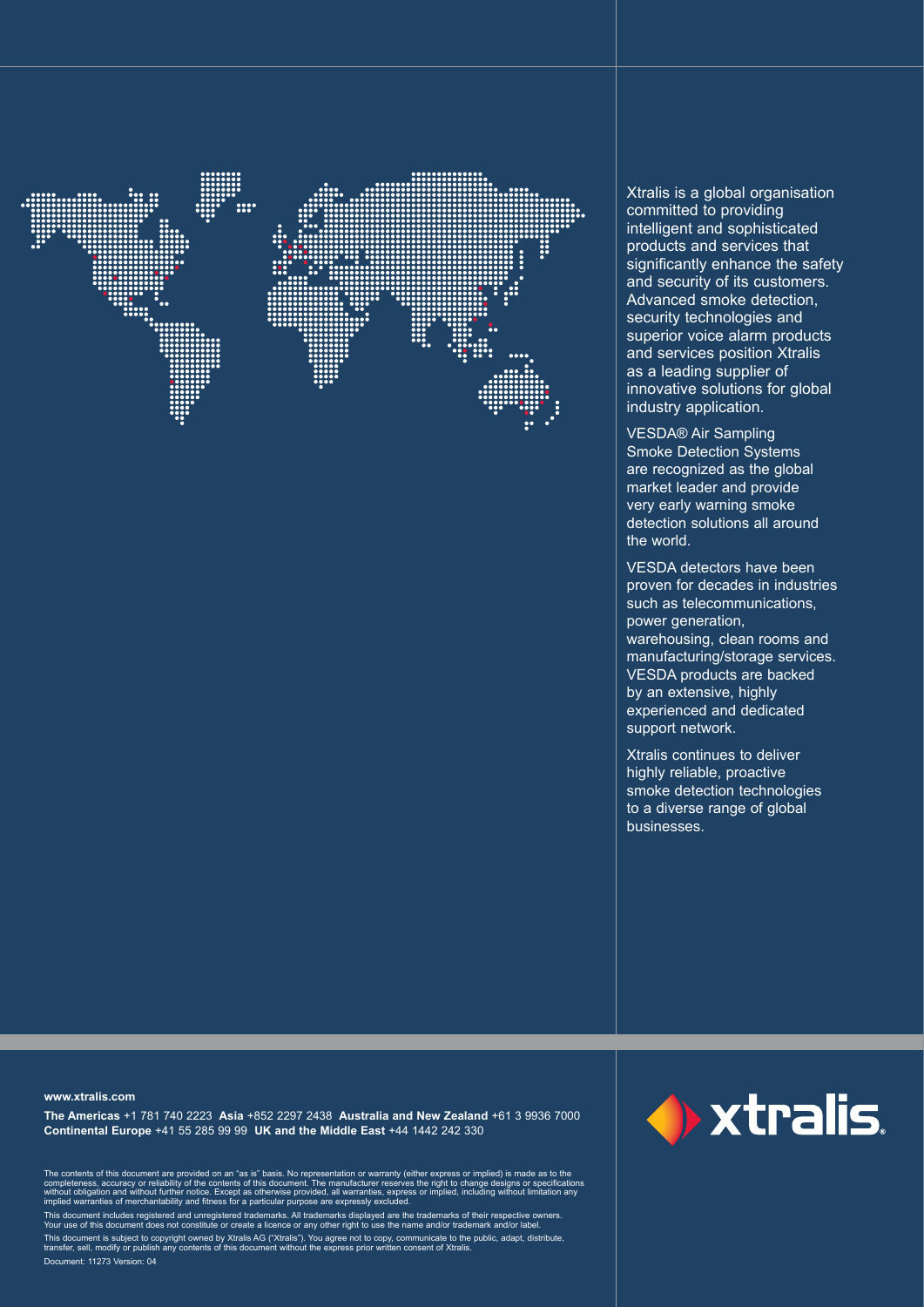Xtralis is a global organisation committed to providing intelligent and sophisticated products and services that significantly enhance the safety and security of its customers. Advanced smoke detection, security technologies and superior voice alarm products and services position Xtralis as a leading supplier of innovative solutions for global industry application.

VESDA® Air Sampling Smoke Detection Systems are recognized as the global market leader and provide very early warning smoke detection solutions all around the world.

VESDA detectors have been proven for decades in industries such as telecommunications, power generation, warehousing, clean rooms and manufacturing/storage services. VESDA products are backed by an extensive, highly experienced and dedicated support network.

Xtralis continues to deliver highly reliable, proactive smoke detection technologies to a diverse range of global businesses.

**www.xtralis.com**

**The Americas** +1 781 740 2223 **Asia** +852 2297 2438 **Australia and New Zealand** +61 3 9936 7000
**Continental Europe** +41 55 285 99 99 **UK and the Middle East** +44 1442 242 330

xtralis.

The contents of this document are provided on an "as is" basis. No representation or warranty (either express or implied) is made as to the completeness, accuracy or reliability of the contents of this document. The manufacturer reserves the right to change designs or specifications without obligation and without further notice. Except as otherwise provided, all warranties, express or implied, including without limitation any implied warranties of merchantability and fitness for a particular purpose are expressly excluded.

This document includes registered and unregistered trademarks. All trademarks displayed are the trademarks of their respective owners. Your use of this document does not constitute or create a licence or any other right to use the name and/or trademark and/or label.

This document is subject to copyright owned by Xtralis AG ("Xtralis"). You agree not to copy, communicate to the public, adapt, distribute, transfer, sell, modify or publish any contents of this document without the express prior written consent of Xtralis.

Document: 11273 Version: 04